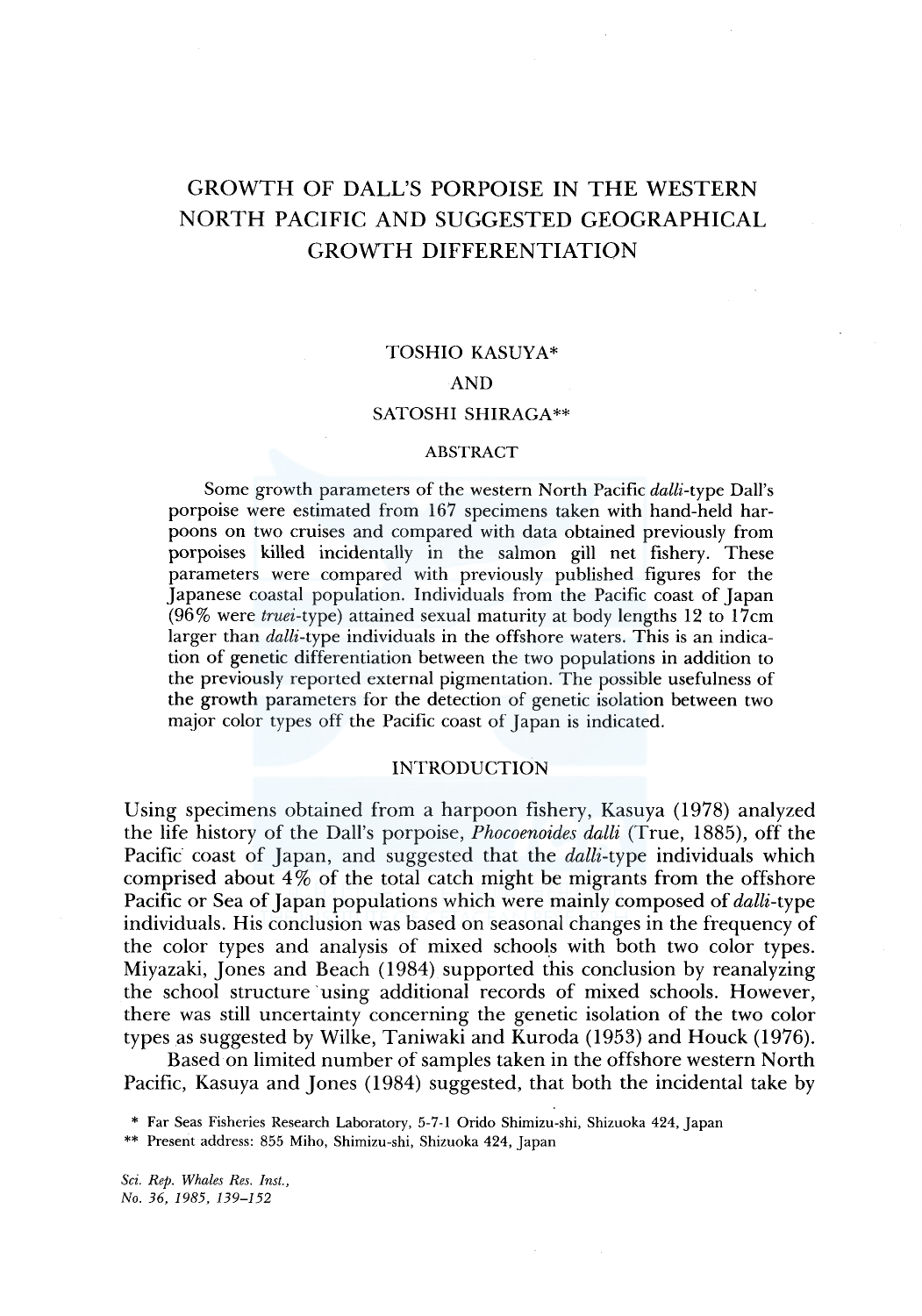# GROWTH OF DALL'S PORPOISE IN THE WESTERN NORTH PACIFIC AND SUGGESTED GEOGRAPHICAL GROWTH DIFFERENTIATION

TOSHIO KASUYA*

AND

SATOSHI SHIRAGA**

## ABSTRACT

Some growth parameters of the western North Pacific *dalli*-type Dall's porpoise were estimated from 167 specimens taken with hand-held harpoons on two cruises and compared with data obtained previously from porpoises killed incidentally in the salmon gill net fishery. These parameters were compared with previously published figures for the Japanese coastal population. Individuals from the Pacific coast of Japan (96% were *truei*-type) attained sexual maturity at body lengths 12 to 17cm larger than *dalli*-type individuals in the offshore waters. This is an indication of genetic differentiation between the two populations in addition to the previously reported external pigmentation. The possible usefulness of the growth parameters for the detection of genetic isolation between two major color types off the Pacific coast of Japan is indicated.

## INTRODUCTION

Using specimens obtained from a harpoon fishery, Kasuya (1978) analyzed the life history of the Dall's porpoise, *Phocoenoides dalli* (True, 1885), off the Pacific coast of Japan, and suggested that the *dalli*-type individuals which comprised about 4% of the total catch might be migrants from the offshore Pacific or Sea of Japan populations which were mainly composed of *dalli*-type individuals. His conclusion was based on seasonal changes in the frequency of the color types and analysis of mixed schools with both two color types. Miyazaki, Jones and Beach (1984) supported this conclusion by reanalyzing the school structure using additional records of mixed schools. However, there was still uncertainty concerning the genetic isolation of the two color types as suggested by Wilke, Taniwaki and Kuroda (1953) and Houck (1976).

Based on limited number of samples taken in the offshore western North Pacific, Kasuya and Jones (1984) suggested, that both the incidental take by

\* Far Seas Fisheries Research Laboratory, 5-7-1 Orido Shimizu-shi, Shizuoka 424, Japan

\*\* Present address: 855 Miho, Shimizu-shi, Shizuoka 424, Japan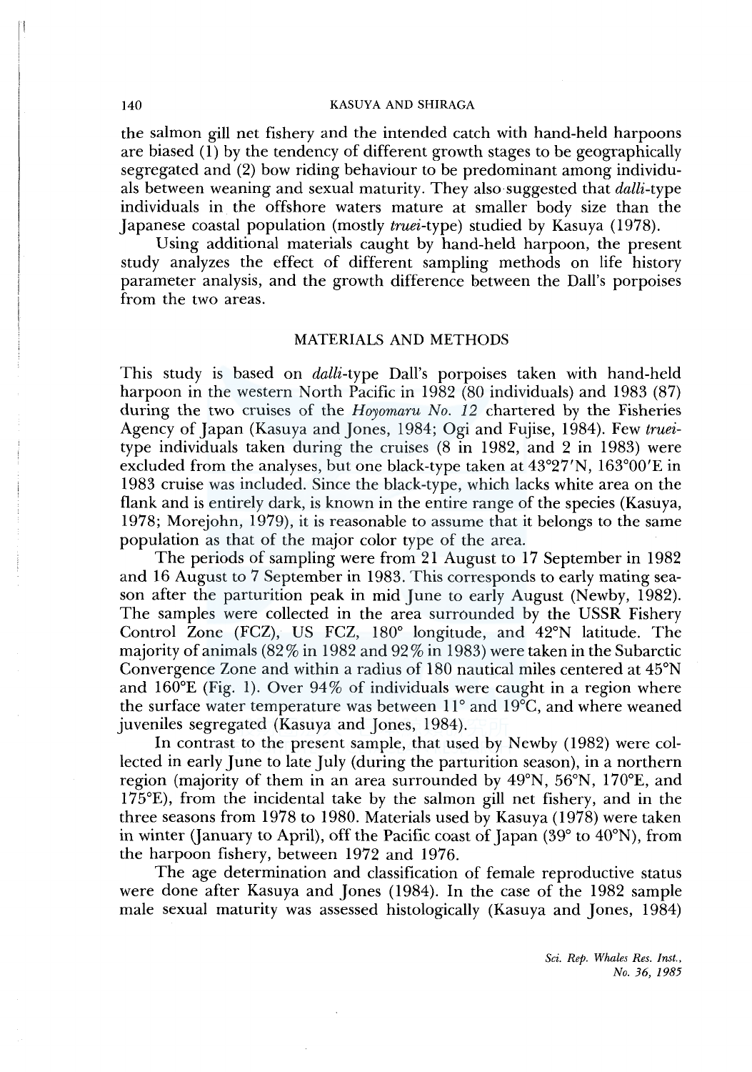the salmon gill net fishery and the intended catch with hand-held harpoons are biased (1) by the tendency of different growth stages to be geographically segregated and (2) bow riding behaviour to be predominant among individuals between weaning and sexual maturity. They also suggested that *dalli*-type individuals in the offshore waters mature at smaller body size than the Japanese coastal population (mostly *truei*-type) studied by Kasuya (1978).

Using additional materials caught by hand-held harpoon, the present study analyzes the effect of different sampling methods on life history parameter analysis, and the growth difference between the Dall's porpoises from the two areas.

## MATERIALS AND METHODS

This study is based on *dalli*-type Dall's porpoises taken with hand-held harpoon in the western North Pacific in 1982 (80 individuals) and 1983 (87) during the two cruises of the *Hoyomaru No. 12* chartered by the Fisheries Agency of Japan (Kasuya and Jones, 1984; Ogi and Fujise, 1984). Few *truei*-type individuals taken during the cruises (8 in 1982, and 2 in 1983) were excluded from the analyses, but one black-type taken at 43°27′N, 163°00′E in 1983 cruise was included. Since the black-type, which lacks white area on the flank and is entirely dark, is known in the entire range of the species (Kasuya, 1978; Morejohn, 1979), it is reasonable to assume that it belongs to the same population as that of the major color type of the area.

The periods of sampling were from 21 August to 17 September in 1982 and 16 August to 7 September in 1983. This corresponds to early mating season after the parturition peak in mid June to early August (Newby, 1982). The samples were collected in the area surrounded by the USSR Fishery Control Zone (FCZ), US FCZ, 180° longitude, and 42°N latitude. The majority of animals (82% in 1982 and 92% in 1983) were taken in the Subarctic Convergence Zone and within a radius of 180 nautical miles centered at 45°N and 160°E (Fig. 1). Over 94% of individuals were caught in a region where the surface water temperature was between 11° and 19°C, and where weaned juveniles segregated (Kasuya and Jones, 1984).

In contrast to the present sample, that used by Newby (1982) were collected in early June to late July (during the parturition season), in a northern region (majority of them in an area surrounded by 49°N, 56°N, 170°E, and 175°E), from the incidental take by the salmon gill net fishery, and in the three seasons from 1978 to 1980. Materials used by Kasuya (1978) were taken in winter (January to April), off the Pacific coast of Japan (39° to 40°N), from the harpoon fishery, between 1972 and 1976.

The age determination and classification of female reproductive status were done after Kasuya and Jones (1984). In the case of the 1982 sample male sexual maturity was assessed histologically (Kasuya and Jones, 1984)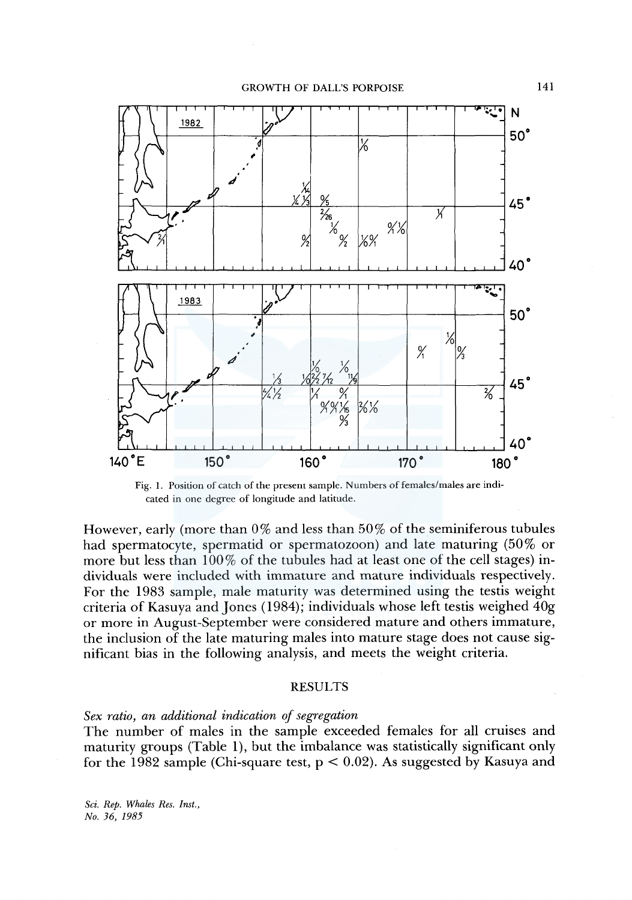Fig. 1. Position of catch of the present sample. Numbers of females/males are indicated in one degree of longitude and latitude.

However, early (more than 0% and less than 50% of the seminiferous tubules had spermatocyte, spermatid or spermatozoon) and late maturing (50% or more but less than 100% of the tubules had at least one of the cell stages) individuals were included with immature and mature individuals respectively. For the 1983 sample, male maturity was determined using the testis weight criteria of Kasuya and Jones (1984); individuals whose left testis weighed 40g or more in August-September were considered mature and others immature, the inclusion of the late maturing males into mature stage does not cause significant bias in the following analysis, and meets the weight criteria.

## RESULTS

### *Sex ratio, an additional indication of segregation*

The number of males in the sample exceeded females for all cruises and maturity groups (Table 1), but the imbalance was statistically significant only for the 1982 sample (Chi-square test, $p < 0.02$). As suggested by Kasuya and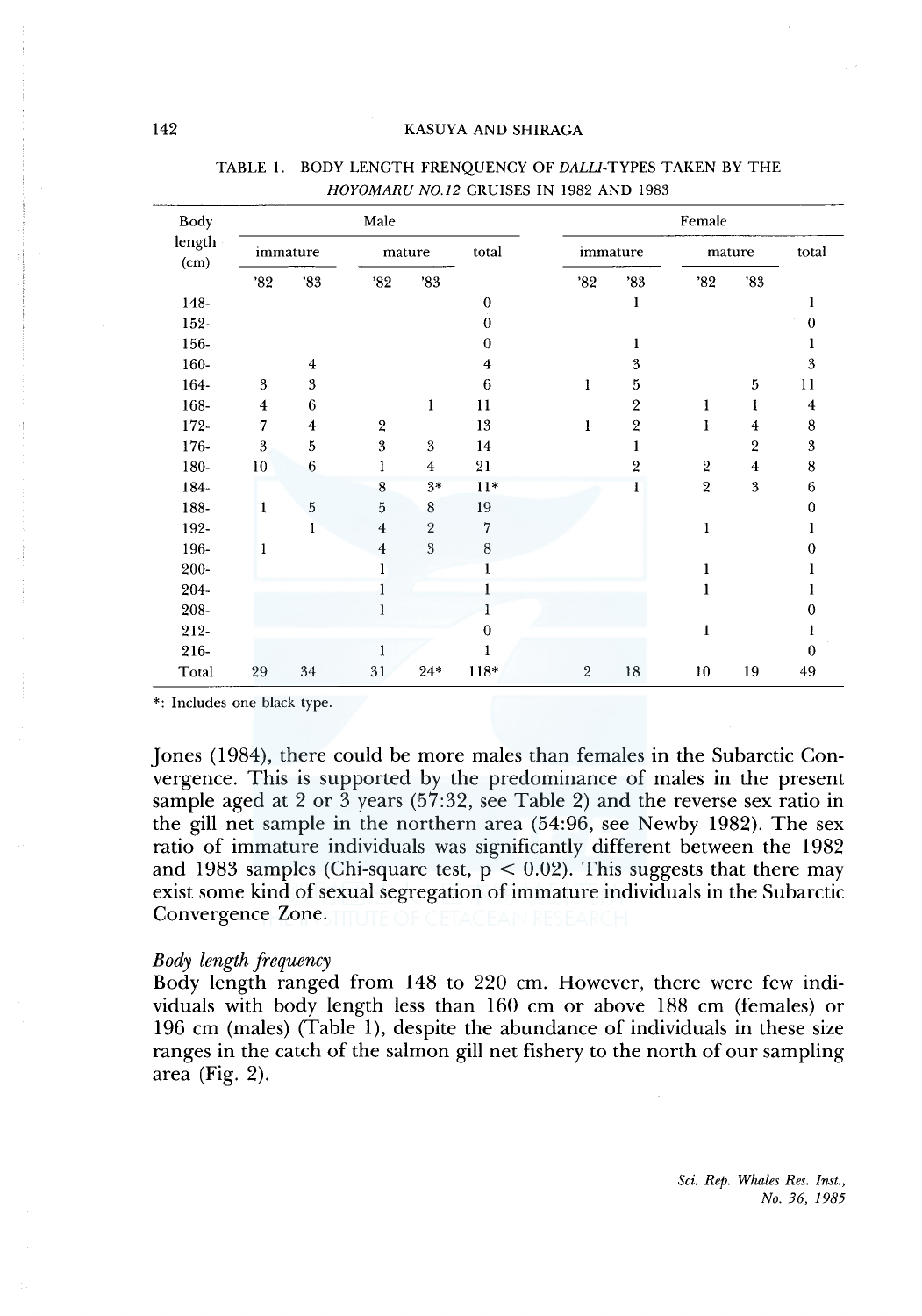TABLE 1. BODY LENGTH FRENQUENCY OF *DALLI*-TYPES TAKEN BY THE *HOYOMARU NO.12* CRUISES IN 1982 AND 1983

| Body length (cm) | Male | | | | | Female | | | | |
|---|---|---|---|---|---|---|---|---|---|---|
| | immature | | mature | | total | immature | | mature | | total |
| | '82 | '83 | '82 | '83 | | '82 | '83 | '82 | '83 | |
| 148- | | | | | 0 | | 1 | | | 1 |
| 152- | | | | | 0 | | | | | 0 |
| 156- | | | | | 0 | | 1 | | | 1 |
| 160- | | 4 | | | 4 | | 3 | | | 3 |
| 164- | 3 | 3 | | | 6 | 1 | 5 | | 5 | 11 |
| 168- | 4 | 6 | | 1 | 11 | | 2 | 1 | 1 | 4 |
| 172- | 7 | 4 | 2 | | 13 | 1 | 2 | 1 | 4 | 8 |
| 176- | 3 | 5 | 3 | 3 | 14 | | 1 | | 2 | 3 |
| 180- | 10 | 6 | 1 | 4 | 21 | | 2 | 2 | 4 | 8 |
| 184- | | | 8 | 3* | 11* | | 1 | 2 | 3 | 6 |
| 188- | 1 | 5 | 5 | 8 | 19 | | | | | 0 |
| 192- | | 1 | 4 | 2 | 7 | | | 1 | | 1 |
| 196- | 1 | | 4 | 3 | 8 | | | | | 0 |
| 200- | | | 1 | | 1 | | | 1 | | 1 |
| 204- | | | 1 | | 1 | | | 1 | | 1 |
| 208- | | | 1 | | 1 | | | | | 0 |
| 212- | | | | | 0 | | | 1 | | 1 |
| 216- | | | 1 | | 1 | | | | | 0 |
| Total | 29 | 34 | 31 | 24* | 118* | 2 | 18 | 10 | 19 | 49 |

*: Includes one black type.

Jones (1984), there could be more males than females in the Subarctic Convergence. This is supported by the predominance of males in the present sample aged at 2 or 3 years (57:32, see Table 2) and the reverse sex ratio in the gill net sample in the northern area (54:96, see Newby 1982). The sex ratio of immature individuals was significantly different between the 1982 and 1983 samples (Chi-square test, $p < 0.02$). This suggests that there may exist some kind of sexual segregation of immature individuals in the Subarctic Convergence Zone.

*Body length frequency*

Body length ranged from 148 to 220 cm. However, there were few individuals with body length less than 160 cm or above 188 cm (females) or 196 cm (males) (Table 1), despite the abundance of individuals in these size ranges in the catch of the salmon gill net fishery to the north of our sampling area (Fig. 2).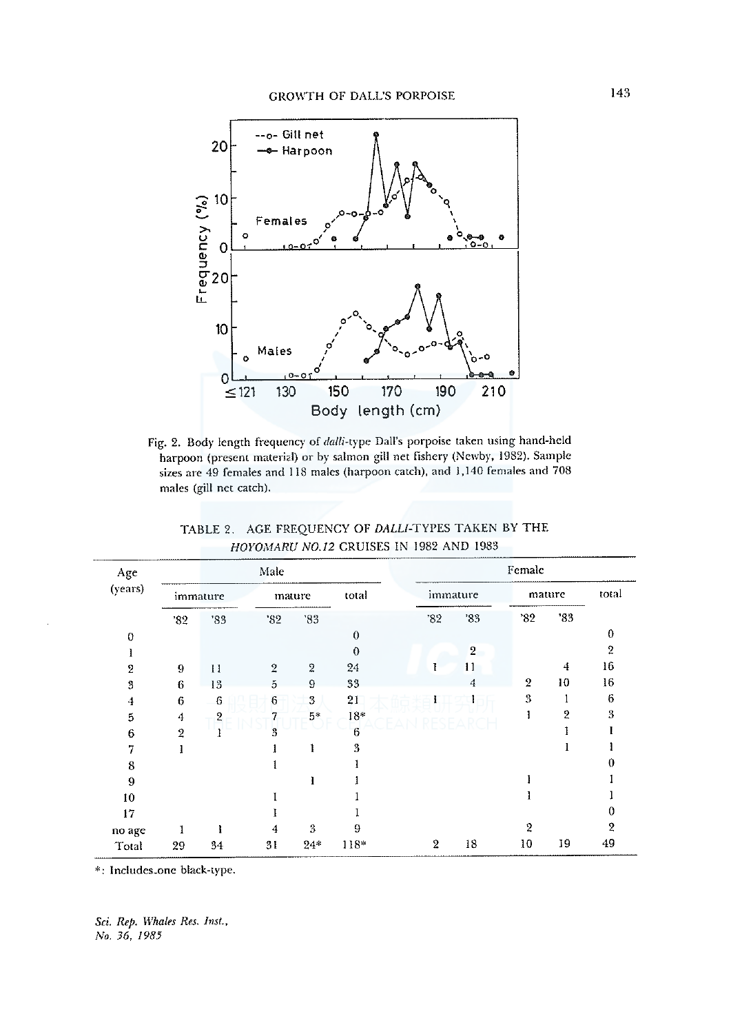Fig. 2. Body length frequency of *dalli*-type Dall's porpoise taken using hand-held harpoon (present material) or by salmon gill net fishery (Newby, 1982). Sample sizes are 49 females and 118 males (harpoon catch), and 1,140 females and 708 males (gill net catch).

TABLE 2. AGE FREQUENCY OF *DALLI*-TYPES TAKEN BY THE *HOYOMARU NO.12* CRUISES IN 1982 AND 1983

| Age (years) | Male | | | | | Female | | | | |
|---|---|---|---|---|---|---|---|---|---|---|
| | immature | | mature | | total | immature | | mature | | total |
| | '82 | '83 | '82 | '83 | | '82 | '83 | '82 | '83 | |
| 0 | | | | | 0 | | | | | 0 |
| 1 | | | | | 0 | | 2 | | | 2 |
| 2 | 9 | 11 | 2 | 2 | 24 | 1 | 11 | | 4 | 16 |
| 3 | 6 | 13 | 5 | 9 | 33 | | 4 | 2 | 10 | 16 |
| 4 | 6 | 6 | 6 | 3 | 21 | 1 | 1 | 3 | 1 | 6 |
| 5 | 4 | 2 | 7 | 5* | 18* | | | 1 | 2 | 3 |
| 6 | 2 | 1 | 3 | | 6 | | | | 1 | 1 |
| 7 | 1 | | 1 | 1 | 3 | | | | 1 | 1 |
| 8 | | | 1 | | 1 | | | | | 0 |
| 9 | | | | 1 | 1 | | | 1 | | 1 |
| 10 | | | 1 | | 1 | | | 1 | | 1 |
| 17 | | | 1 | | 1 | | | | | 0 |
| no age | 1 | 1 | 4 | 3 | 9 | | | 2 | | 2 |
| Total | 29 | 34 | 31 | 24* | 118* | 2 | 18 | 10 | 19 | 49 |

*: Includes one black-type.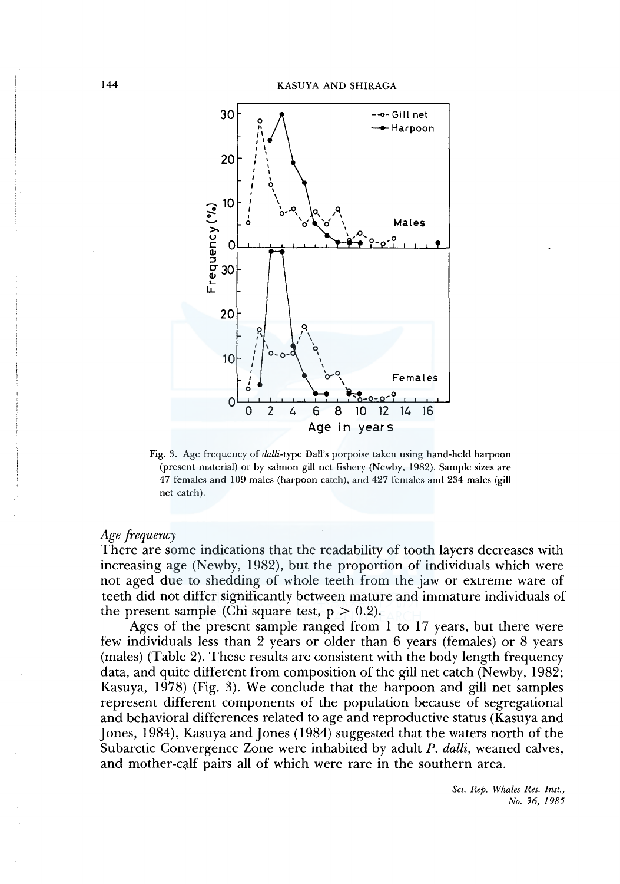Fig. 3. Age frequency of *dalli*-type Dall's porpoise taken using hand-held harpoon (present material) or by salmon gill net fishery (Newby, 1982). Sample sizes are 47 females and 109 males (harpoon catch), and 427 females and 234 males (gill net catch).

### *Age frequency*

There are some indications that the readability of tooth layers decreases with increasing age (Newby, 1982), but the proportion of individuals which were not aged due to shedding of whole teeth from the jaw or extreme ware of teeth did not differ significantly between mature and immature individuals of the present sample (Chi-square test, $p > 0.2$).

Ages of the present sample ranged from 1 to 17 years, but there were few individuals less than 2 years or older than 6 years (females) or 8 years (males) (Table 2). These results are consistent with the body length frequency data, and quite different from composition of the gill net catch (Newby, 1982; Kasuya, 1978) (Fig. 3). We conclude that the harpoon and gill net samples represent different components of the population because of segregational and behavioral differences related to age and reproductive status (Kasuya and Jones, 1984). Kasuya and Jones (1984) suggested that the waters north of the Subarctic Convergence Zone were inhabited by adult *P. dalli*, weaned calves, and mother-calf pairs all of which were rare in the southern area.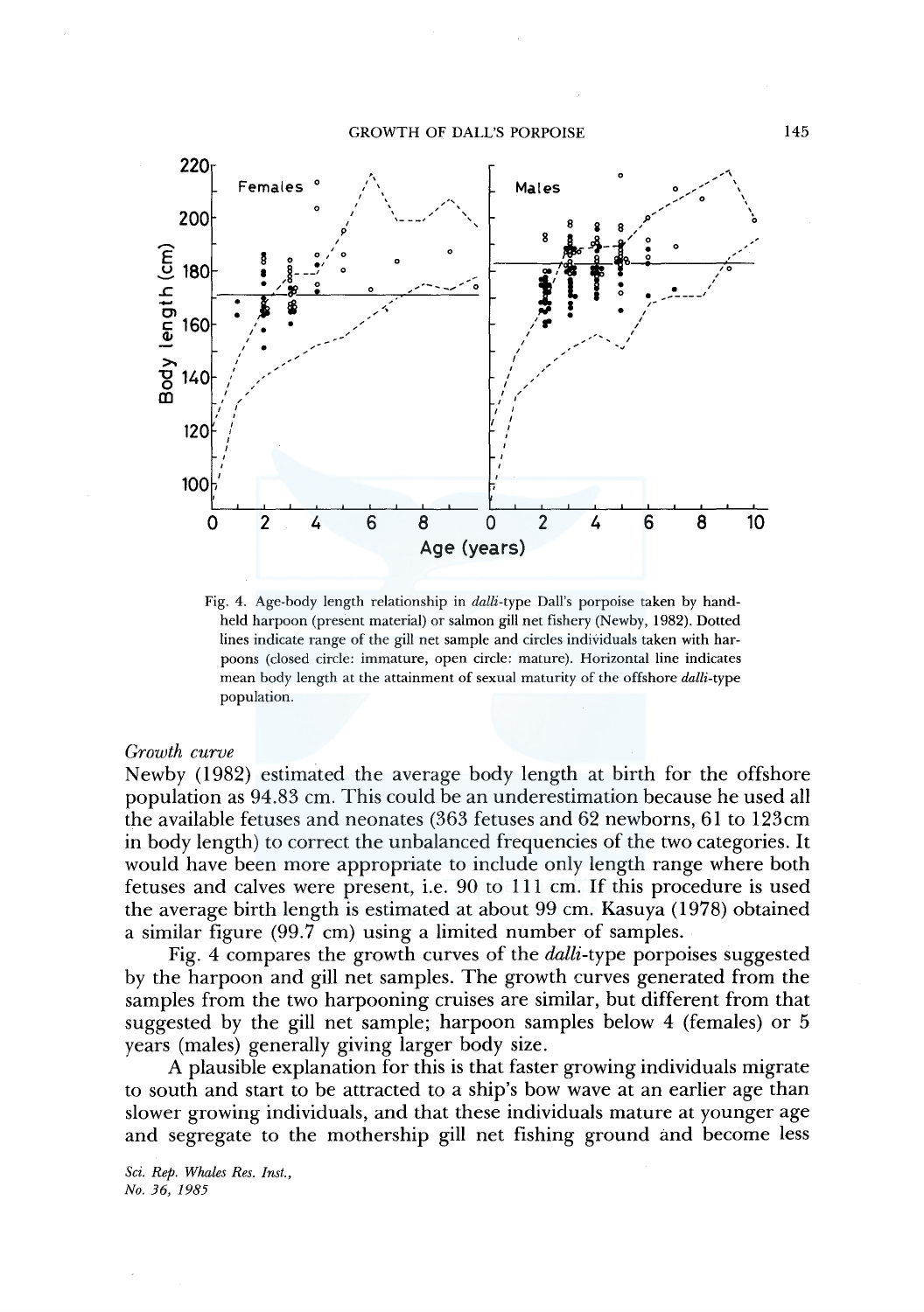Fig. 4. Age-body length relationship in *dalli*-type Dall's porpoise taken by hand-held harpoon (present material) or salmon gill net fishery (Newby, 1982). Dotted lines indicate range of the gill net sample and circles individuals taken with harpoons (closed circle: immature, open circle: mature). Horizontal line indicates mean body length at the attainment of sexual maturity of the offshore *dalli*-type population.

*Growth curve*

Newby (1982) estimated the average body length at birth for the offshore population as 94.83 cm. This could be an underestimation because he used all the available fetuses and neonates (363 fetuses and 62 newborns, 61 to 123cm in body length) to correct the unbalanced frequencies of the two categories. It would have been more appropriate to include only length range where both fetuses and calves were present, i.e. 90 to 111 cm. If this procedure is used the average birth length is estimated at about 99 cm. Kasuya (1978) obtained a similar figure (99.7 cm) using a limited number of samples.

Fig. 4 compares the growth curves of the *dalli*-type porpoises suggested by the harpoon and gill net samples. The growth curves generated from the samples from the two harpooning cruises are similar, but different from that suggested by the gill net sample; harpoon samples below 4 (females) or 5 years (males) generally giving larger body size.

A plausible explanation for this is that faster growing individuals migrate to south and start to be attracted to a ship's bow wave at an earlier age than slower growing individuals, and that these individuals mature at younger age and segregate to the mothership gill net fishing ground and become less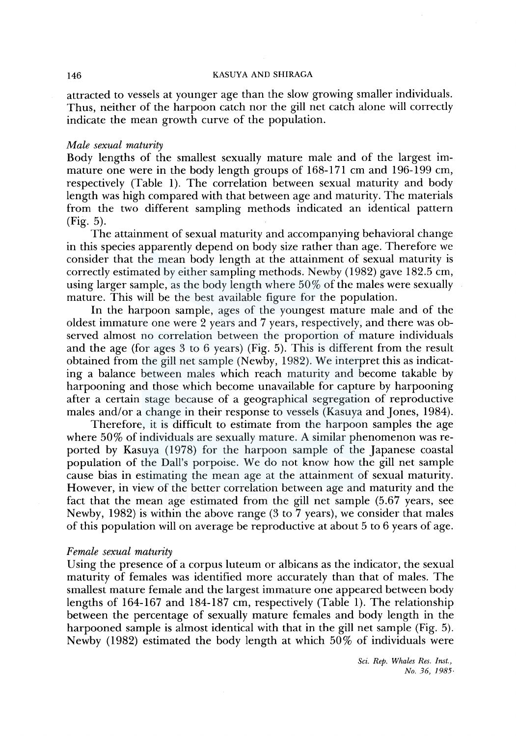attracted to vessels at younger age than the slow growing smaller individuals. Thus, neither of the harpoon catch nor the gill net catch alone will correctly indicate the mean growth curve of the population.

*Male sexual maturity*

Body lengths of the smallest sexually mature male and of the largest immature one were in the body length groups of 168-171 cm and 196-199 cm, respectively (Table 1). The correlation between sexual maturity and body length was high compared with that between age and maturity. The materials from the two different sampling methods indicated an identical pattern (Fig. 5).

The attainment of sexual maturity and accompanying behavioral change in this species apparently depend on body size rather than age. Therefore we consider that the mean body length at the attainment of sexual maturity is correctly estimated by either sampling methods. Newby (1982) gave 182.5 cm, using larger sample, as the body length where 50% of the males were sexually mature. This will be the best available figure for the population.

In the harpoon sample, ages of the youngest mature male and of the oldest immature one were 2 years and 7 years, respectively, and there was observed almost no correlation between the proportion of mature individuals and the age (for ages 3 to 6 years) (Fig. 5). This is different from the result obtained from the gill net sample (Newby, 1982). We interpret this as indicating a balance between males which reach maturity and become takable by harpooning and those which become unavailable for capture by harpooning after a certain stage because of a geographical segregation of reproductive males and/or a change in their response to vessels (Kasuya and Jones, 1984).

Therefore, it is difficult to estimate from the harpoon samples the age where 50% of individuals are sexually mature. A similar phenomenon was reported by Kasuya (1978) for the harpoon sample of the Japanese coastal population of the Dall's porpoise. We do not know how the gill net sample cause bias in estimating the mean age at the attainment of sexual maturity. However, in view of the better correlation between age and maturity and the fact that the mean age estimated from the gill net sample (5.67 years, see Newby, 1982) is within the above range (3 to 7 years), we consider that males of this population will on average be reproductive at about 5 to 6 years of age.

*Female sexual maturity*

Using the presence of a corpus luteum or albicans as the indicator, the sexual maturity of females was identified more accurately than that of males. The smallest mature female and the largest immature one appeared between body lengths of 164-167 and 184-187 cm, respectively (Table 1). The relationship between the percentage of sexually mature females and body length in the harpooned sample is almost identical with that in the gill net sample (Fig. 5). Newby (1982) estimated the body length at which 50% of individuals were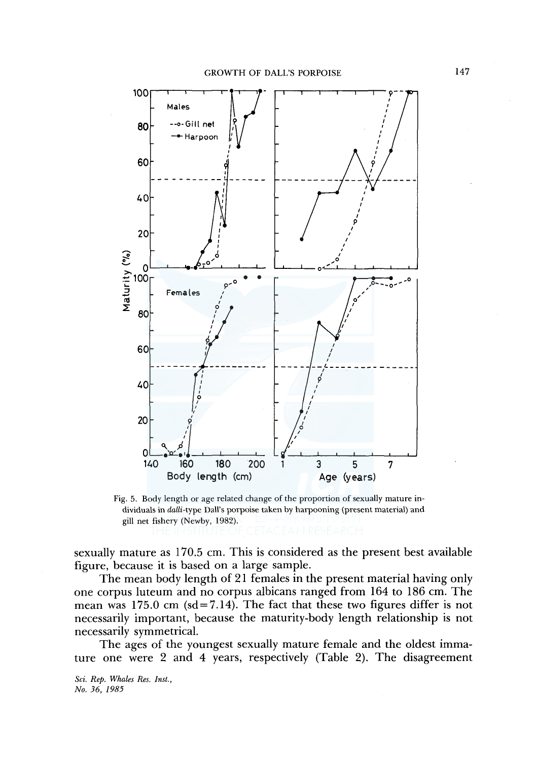Fig. 5. Body length or age related change of the proportion of sexually mature individuals in *dalli*-type Dall's porpoise taken by harpooning (present material) and gill net fishery (Newby, 1982).

sexually mature as 170.5 cm. This is considered as the present best available figure, because it is based on a large sample.

The mean body length of 21 females in the present material having only one corpus luteum and no corpus albicans ranged from 164 to 186 cm. The mean was 175.0 cm (sd=7.14). The fact that these two figures differ is not necessarily important, because the maturity-body length relationship is not necessarily symmetrical.

The ages of the youngest sexually mature female and the oldest immature one were 2 and 4 years, respectively (Table 2). The disagreement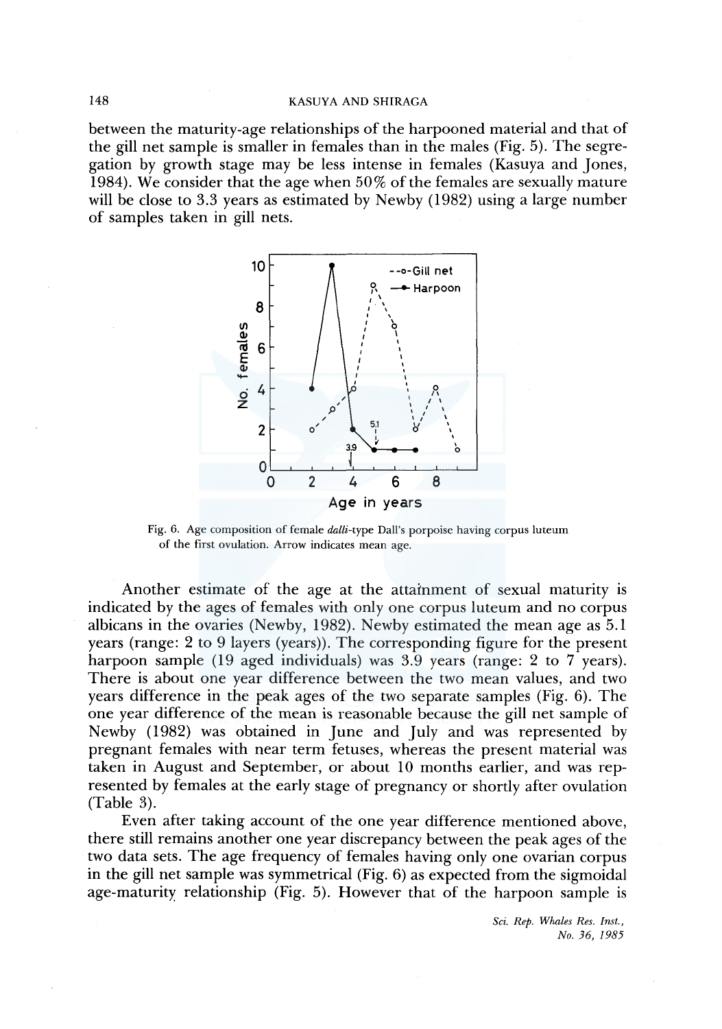between the maturity-age relationships of the harpooned material and that of the gill net sample is smaller in females than in the males (Fig. 5). The segregation by growth stage may be less intense in females (Kasuya and Jones, 1984). We consider that the age when 50% of the females are sexually mature will be close to 3.3 years as estimated by Newby (1982) using a large number of samples taken in gill nets.

Fig. 6. Age composition of female *dalli*-type Dall's porpoise having corpus luteum of the first ovulation. Arrow indicates mean age.

Another estimate of the age at the attainment of sexual maturity is indicated by the ages of females with only one corpus luteum and no corpus albicans in the ovaries (Newby, 1982). Newby estimated the mean age as 5.1 years (range: 2 to 9 layers (years)). The corresponding figure for the present harpoon sample (19 aged individuals) was 3.9 years (range: 2 to 7 years). There is about one year difference between the two mean values, and two years difference in the peak ages of the two separate samples (Fig. 6). The one year difference of the mean is reasonable because the gill net sample of Newby (1982) was obtained in June and July and was represented by pregnant females with near term fetuses, whereas the present material was taken in August and September, or about 10 months earlier, and was represented by females at the early stage of pregnancy or shortly after ovulation (Table 3).

Even after taking account of the one year difference mentioned above, there still remains another one year discrepancy between the peak ages of the two data sets. The age frequency of females having only one ovarian corpus in the gill net sample was symmetrical (Fig. 6) as expected from the sigmoidal age-maturity relationship (Fig. 5). However that of the harpoon sample is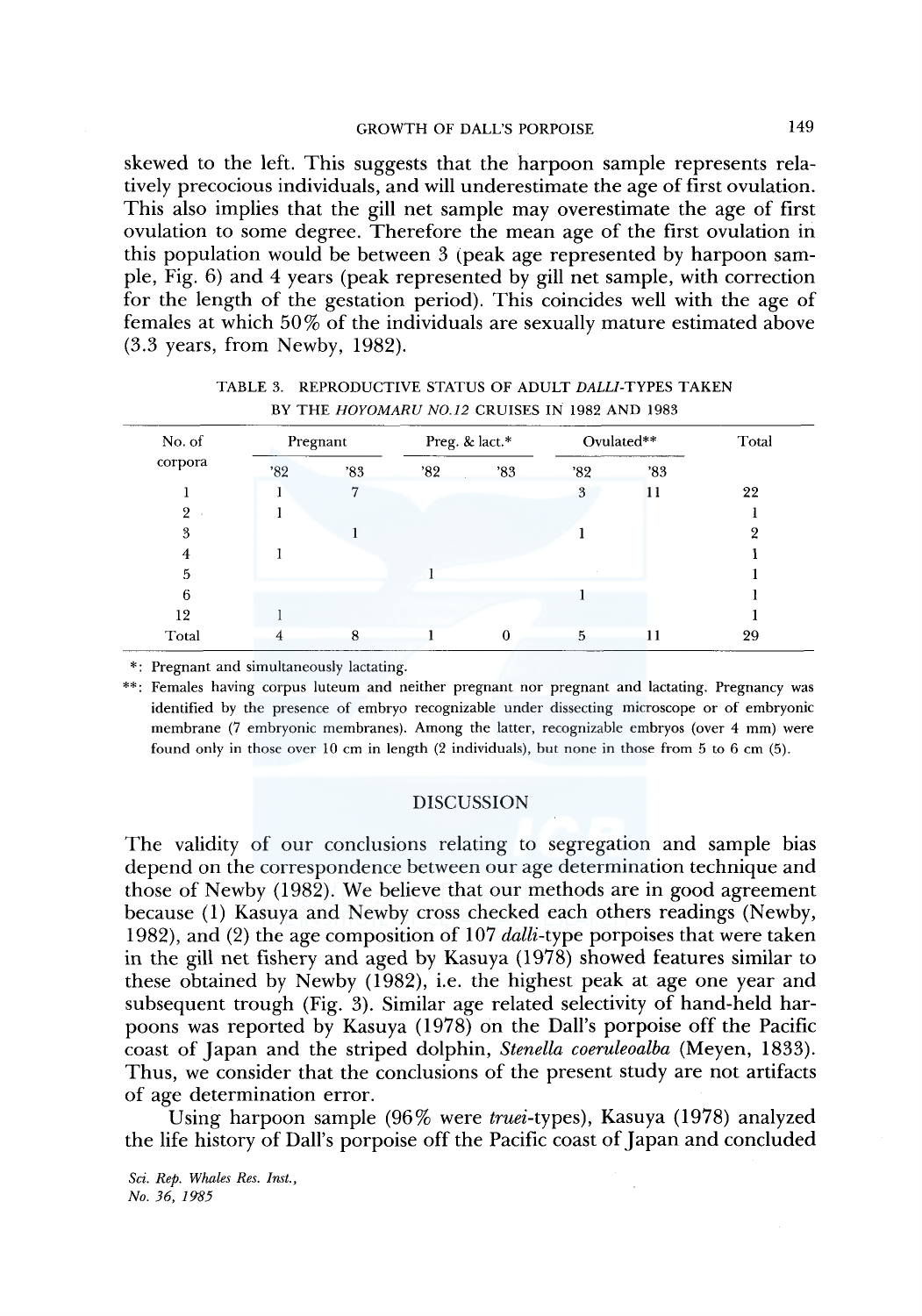skewed to the left. This suggests that the harpoon sample represents relatively precocious individuals, and will underestimate the age of first ovulation. This also implies that the gill net sample may overestimate the age of first ovulation to some degree. Therefore the mean age of the first ovulation in this population would be between 3 (peak age represented by harpoon sample, Fig. 6) and 4 years (peak represented by gill net sample, with correction for the length of the gestation period). This coincides well with the age of females at which 50% of the individuals are sexually mature estimated above (3.3 years, from Newby, 1982).

TABLE 3. REPRODUCTIVE STATUS OF ADULT *DALLI*-TYPES TAKEN BY THE *HOYOMARU NO.12* CRUISES IN 1982 AND 1983

| No. of corpora | Pregnant | | Preg. & lact.* | | Ovulated** | | Total |
|---|---|---|---|---|---|---|---|
| | '82 | '83 | '82 | '83 | '82 | '83 | |
| 1 | 1 | 7 | | | 3 | 11 | 22 |
| 2 | 1 | | | | | | 1 |
| 3 | | 1 | | | 1 | | 2 |
| 4 | 1 | | | | | | 1 |
| 5 | | | 1 | | | | 1 |
| 6 | | | | | 1 | | 1 |
| 12 | 1 | | | | | | 1 |
| Total | 4 | 8 | 1 | 0 | 5 | 11 | 29 |

*: Pregnant and simultaneously lactating.

**: Females having corpus luteum and neither pregnant nor pregnant and lactating. Pregnancy was identified by the presence of embryo recognizable under dissecting microscope or of embryonic membrane (7 embryonic membranes). Among the latter, recognizable embryos (over 4 mm) were found only in those over 10 cm in length (2 individuals), but none in those from 5 to 6 cm (5).

## DISCUSSION

The validity of our conclusions relating to segregation and sample bias depend on the correspondence between our age determination technique and those of Newby (1982). We believe that our methods are in good agreement because (1) Kasuya and Newby cross checked each others readings (Newby, 1982), and (2) the age composition of 107 *dalli*-type porpoises that were taken in the gill net fishery and aged by Kasuya (1978) showed features similar to these obtained by Newby (1982), i.e. the highest peak at age one year and subsequent trough (Fig. 3). Similar age related selectivity of hand-held harpoons was reported by Kasuya (1978) on the Dall's porpoise off the Pacific coast of Japan and the striped dolphin, *Stenella coeruleoalba* (Meyen, 1833). Thus, we consider that the conclusions of the present study are not artifacts of age determination error.

Using harpoon sample (96% were *truei*-types), Kasuya (1978) analyzed the life history of Dall's porpoise off the Pacific coast of Japan and concluded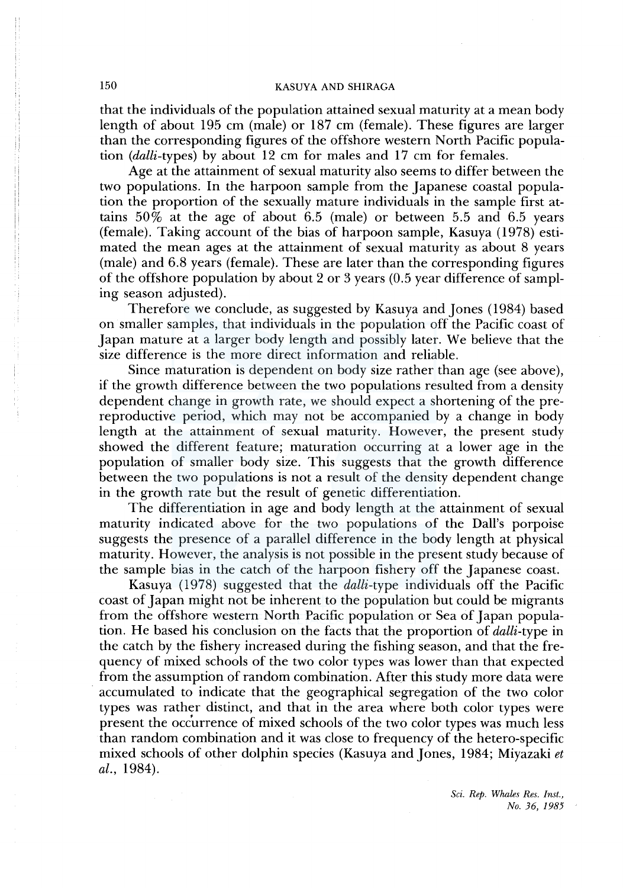that the individuals of the population attained sexual maturity at a mean body length of about 195 cm (male) or 187 cm (female). These figures are larger than the corresponding figures of the offshore western North Pacific population (*dalli*-types) by about 12 cm for males and 17 cm for females.

Age at the attainment of sexual maturity also seems to differ between the two populations. In the harpoon sample from the Japanese coastal population the proportion of the sexually mature individuals in the sample first attains 50% at the age of about 6.5 (male) or between 5.5 and 6.5 years (female). Taking account of the bias of harpoon sample, Kasuya (1978) estimated the mean ages at the attainment of sexual maturity as about 8 years (male) and 6.8 years (female). These are later than the corresponding figures of the offshore population by about 2 or 3 years (0.5 year difference of sampling season adjusted).

Therefore we conclude, as suggested by Kasuya and Jones (1984) based on smaller samples, that individuals in the population off the Pacific coast of Japan mature at a larger body length and possibly later. We believe that the size difference is the more direct information and reliable.

Since maturation is dependent on body size rather than age (see above), if the growth difference between the two populations resulted from a density dependent change in growth rate, we should expect a shortening of the pre-reproductive period, which may not be accompanied by a change in body length at the attainment of sexual maturity. However, the present study showed the different feature; maturation occurring at a lower age in the population of smaller body size. This suggests that the growth difference between the two populations is not a result of the density dependent change in the growth rate but the result of genetic differentiation.

The differentiation in age and body length at the attainment of sexual maturity indicated above for the two populations of the Dall's porpoise suggests the presence of a parallel difference in the body length at physical maturity. However, the analysis is not possible in the present study because of the sample bias in the catch of the harpoon fishery off the Japanese coast.

Kasuya (1978) suggested that the *dalli*-type individuals off the Pacific coast of Japan might not be inherent to the population but could be migrants from the offshore western North Pacific population or Sea of Japan population. He based his conclusion on the facts that the proportion of *dalli*-type in the catch by the fishery increased during the fishing season, and that the frequency of mixed schools of the two color types was lower than that expected from the assumption of random combination. After this study more data were accumulated to indicate that the geographical segregation of the two color types was rather distinct, and that in the area where both color types were present the occurrence of mixed schools of the two color types was much less than random combination and it was close to frequency of the hetero-specific mixed schools of other dolphin species (Kasuya and Jones, 1984; Miyazaki *et al.*, 1984).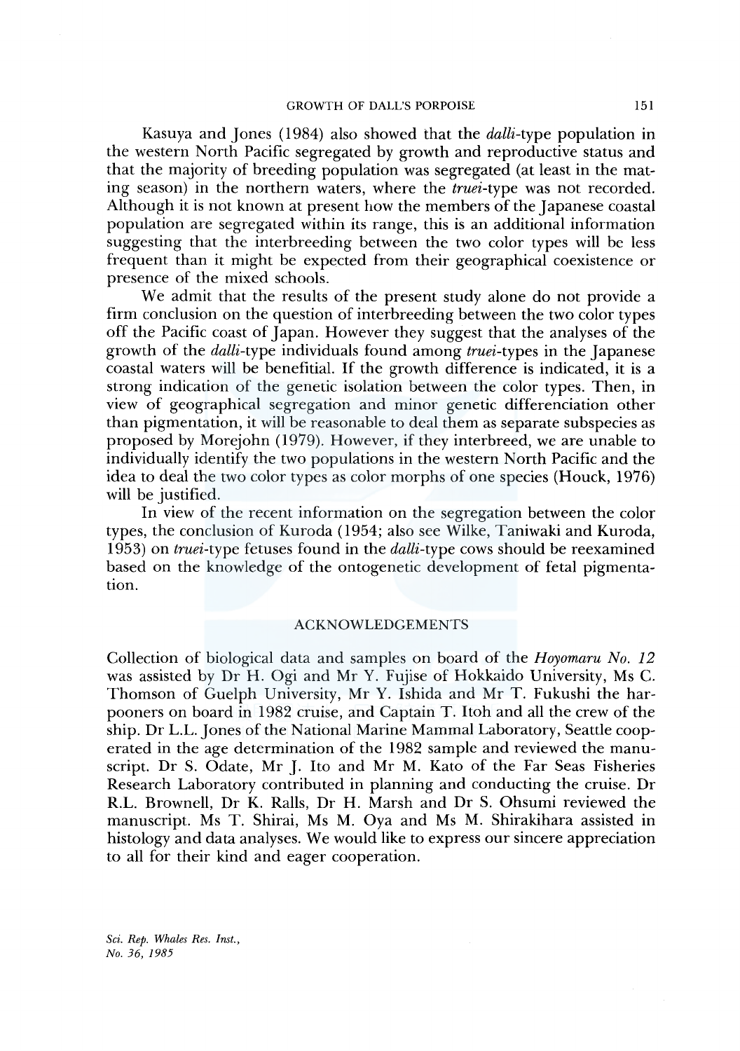Kasuya and Jones (1984) also showed that the *dalli*-type population in the western North Pacific segregated by growth and reproductive status and that the majority of breeding population was segregated (at least in the mating season) in the northern waters, where the *truei*-type was not recorded. Although it is not known at present how the members of the Japanese coastal population are segregated within its range, this is an additional information suggesting that the interbreeding between the two color types will be less frequent than it might be expected from their geographical coexistence or presence of the mixed schools.

We admit that the results of the present study alone do not provide a firm conclusion on the question of interbreeding between the two color types off the Pacific coast of Japan. However they suggest that the analyses of the growth of the *dalli*-type individuals found among *truei*-types in the Japanese coastal waters will be benefitial. If the growth difference is indicated, it is a strong indication of the genetic isolation between the color types. Then, in view of geographical segregation and minor genetic differenciation other than pigmentation, it will be reasonable to deal them as separate subspecies as proposed by Morejohn (1979). However, if they interbreed, we are unable to individually identify the two populations in the western North Pacific and the idea to deal the two color types as color morphs of one species (Houck, 1976) will be justified.

In view of the recent information on the segregation between the color types, the conclusion of Kuroda (1954; also see Wilke, Taniwaki and Kuroda, 1953) on *truei*-type fetuses found in the *dalli*-type cows should be reexamined based on the knowledge of the ontogenetic development of fetal pigmentation.

## ACKNOWLEDGEMENTS

Collection of biological data and samples on board of the *Hoyomaru No. 12* was assisted by Dr H. Ogi and Mr Y. Fujise of Hokkaido University, Ms C. Thomson of Guelph University, Mr Y. Ishida and Mr T. Fukushi the harpooners on board in 1982 cruise, and Captain T. Itoh and all the crew of the ship. Dr L.L. Jones of the National Marine Mammal Laboratory, Seattle cooperated in the age determination of the 1982 sample and reviewed the manuscript. Dr S. Odate, Mr J. Ito and Mr M. Kato of the Far Seas Fisheries Research Laboratory contributed in planning and conducting the cruise. Dr R.L. Brownell, Dr K. Ralls, Dr H. Marsh and Dr S. Ohsumi reviewed the manuscript. Ms T. Shirai, Ms M. Oya and Ms M. Shirakihara assisted in histology and data analyses. We would like to express our sincere appreciation to all for their kind and eager cooperation.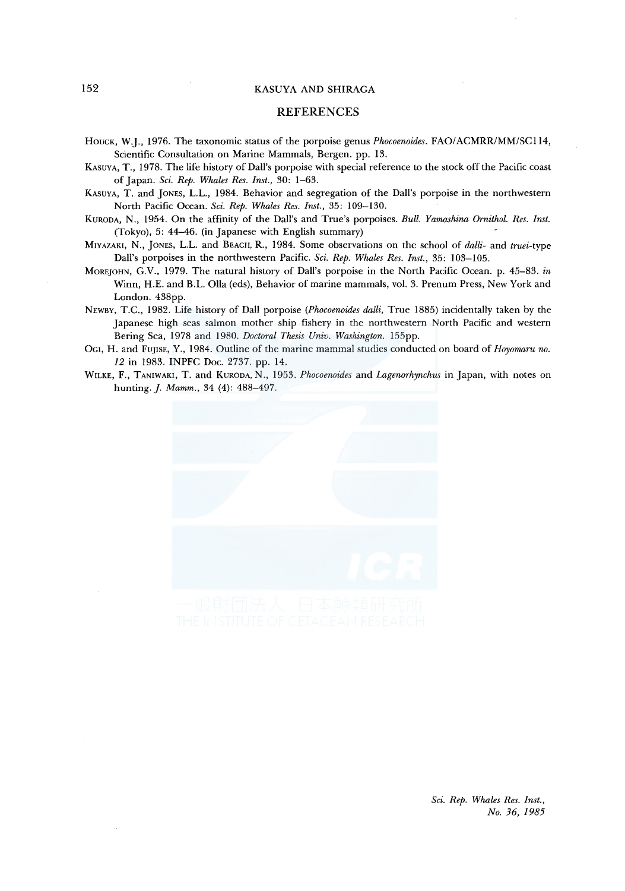## REFERENCES

HOUCK, W.J., 1976. The taxonomic status of the porpoise genus *Phocoenoides*. FAO/ACMRR/MM/SC114, Scientific Consultation on Marine Mammals, Bergen. pp. 13.

KASUYA, T., 1978. The life history of Dall's porpoise with special reference to the stock off the Pacific coast of Japan. *Sci. Rep. Whales Res. Inst.*, 30: 1–63.

KASUYA, T. and JONES, L.L., 1984. Behavior and segregation of the Dall's porpoise in the northwestern North Pacific Ocean. *Sci. Rep. Whales Res. Inst.*, 35: 109–130.

KURODA, N., 1954. On the affinity of the Dall's and True's porpoises. *Bull. Yamashina Ornithol. Res. Inst.* (Tokyo), 5: 44–46. (in Japanese with English summary)

MIYAZAKI, N., JONES, L.L. and BEACH, R., 1984. Some observations on the school of *dalli-* and *truei-*type Dall's porpoises in the northwestern Pacific. *Sci. Rep. Whales Res. Inst.*, 35: 103–105.

MOREJOHN, G.V., 1979. The natural history of Dall's porpoise in the North Pacific Ocean. p. 45–83. *in* Winn, H.E. and B.L. Olla (eds), Behavior of marine mammals, vol. 3. Prenum Press, New York and London. 438pp.

NEWBY, T.C., 1982. Life history of Dall porpoise (*Phocoenoides dalli*, True 1885) incidentally taken by the Japanese high seas salmon mother ship fishery in the northwestern North Pacific and western Bering Sea, 1978 and 1980. *Doctoral Thesis Univ. Washington.* 155pp.

OGI, H. and FUJISE, Y., 1984. Outline of the marine mammal studies conducted on board of *Hoyomaru no. 12* in 1983. INPFC Doc. 2737. pp. 14.

WILKE, F., TANIWAKI, T. and KURODA, N., 1953. *Phocoenoides* and *Lagenorhynchus* in Japan, with notes on hunting. *J. Mamm.*, 34 (4): 488–497.